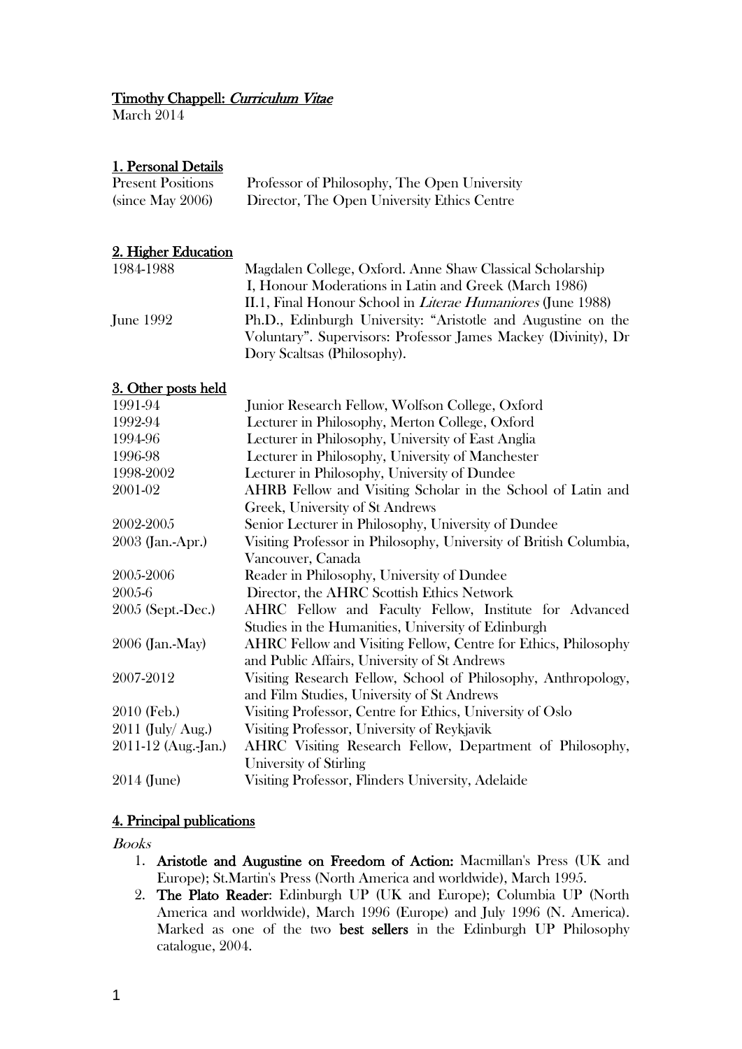# Timothy Chappell: *Curriculum Vitae*

March 2014

## 1. Personal Details

| | |
|---|---|
| Present Positions | Professor of Philosophy, The Open University |
| (since May 2006) | Director, The Open University Ethics Centre |

## 2. Higher Education

| | |
|---|---|
| 1984-1988 | Magdalen College, Oxford. Anne Shaw Classical Scholarship<br>I, Honour Moderations in Latin and Greek (March 1986)<br>II.1, Final Honour School in *Literae Humaniores* (June 1988) |
| June 1992 | Ph.D., Edinburgh University: "Aristotle and Augustine on the Voluntary". Supervisors: Professor James Mackey (Divinity), Dr Dory Scaltsas (Philosophy). |

## 3. Other posts held

| | |
|---|---|
| 1991-94 | Junior Research Fellow, Wolfson College, Oxford |
| 1992-94 | Lecturer in Philosophy, Merton College, Oxford |
| 1994-96 | Lecturer in Philosophy, University of East Anglia |
| 1996-98 | Lecturer in Philosophy, University of Manchester |
| 1998-2002 | Lecturer in Philosophy, University of Dundee |
| 2001-02 | AHRB Fellow and Visiting Scholar in the School of Latin and Greek, University of St Andrews |
| 2002-2005 | Senior Lecturer in Philosophy, University of Dundee |
| 2003 (Jan.-Apr.) | Visiting Professor in Philosophy, University of British Columbia, Vancouver, Canada |
| 2005-2006 | Reader in Philosophy, University of Dundee |
| 2005-6 | Director, the AHRC Scottish Ethics Network |
| 2005 (Sept.-Dec.) | AHRC Fellow and Faculty Fellow, Institute for Advanced Studies in the Humanities, University of Edinburgh |
| 2006 (Jan.-May) | AHRC Fellow and Visiting Fellow, Centre for Ethics, Philosophy and Public Affairs, University of St Andrews |
| 2007-2012 | Visiting Research Fellow, School of Philosophy, Anthropology, and Film Studies, University of St Andrews |
| 2010 (Feb.) | Visiting Professor, Centre for Ethics, University of Oslo |
| 2011 (July/ Aug.) | Visiting Professor, University of Reykjavik |
| 2011-12 (Aug.-Jan.) | AHRC Visiting Research Fellow, Department of Philosophy, University of Stirling |
| 2014 (June) | Visiting Professor, Flinders University, Adelaide |

## 4. Principal publications

*Books*

1. **Aristotle and Augustine on Freedom of Action:** Macmillan's Press (UK and Europe); St.Martin's Press (North America and worldwide), March 1995.
2. **The Plato Reader**: Edinburgh UP (UK and Europe); Columbia UP (North America and worldwide), March 1996 (Europe) and July 1996 (N. America). Marked as one of the two **best sellers** in the Edinburgh UP Philosophy catalogue, 2004.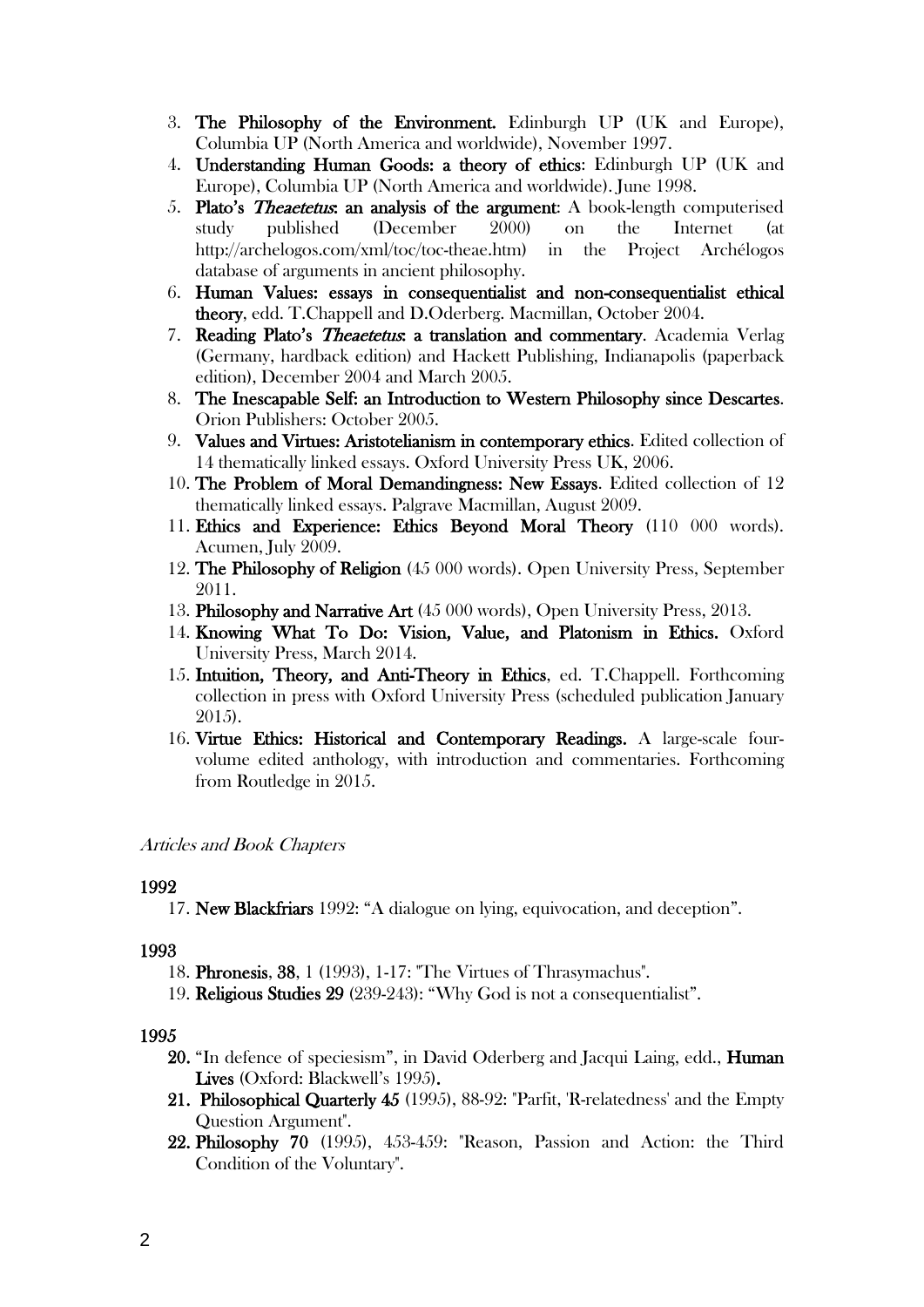3. **The Philosophy of the Environment.** Edinburgh UP (UK and Europe), Columbia UP (North America and worldwide), November 1997.
4. **Understanding Human Goods: a theory of ethics**: Edinburgh UP (UK and Europe), Columbia UP (North America and worldwide). June 1998.
5. **Plato's *Theaetetus*: an analysis of the argument**: A book-length computerised study published (December 2000) on the Internet (at http://archelogos.com/xml/toc/toc-theae.htm) in the Project Archélogos database of arguments in ancient philosophy.
6. **Human Values: essays in consequentialist and non-consequentialist ethical theory**, edd. T.Chappell and D.Oderberg. Macmillan, October 2004.
7. **Reading Plato's *Theaetetus*: a translation and commentary**. Academia Verlag (Germany, hardback edition) and Hackett Publishing, Indianapolis (paperback edition), December 2004 and March 2005.
8. **The Inescapable Self: an Introduction to Western Philosophy since Descartes**. Orion Publishers: October 2005.
9. **Values and Virtues: Aristotelianism in contemporary ethics**. Edited collection of 14 thematically linked essays. Oxford University Press UK, 2006.
10. **The Problem of Moral Demandingness: New Essays**. Edited collection of 12 thematically linked essays. Palgrave Macmillan, August 2009.
11. **Ethics and Experience: Ethics Beyond Moral Theory** (110 000 words). Acumen, July 2009.
12. **The Philosophy of Religion** (45 000 words). Open University Press, September 2011.
13. **Philosophy and Narrative Art** (45 000 words), Open University Press, 2013.
14. **Knowing What To Do: Vision, Value, and Platonism in Ethics.** Oxford University Press, March 2014.
15. **Intuition, Theory, and Anti-Theory in Ethics**, ed. T.Chappell. Forthcoming collection in press with Oxford University Press (scheduled publication January 2015).
16. **Virtue Ethics: Historical and Contemporary Readings.** A large-scale four-volume edited anthology, with introduction and commentaries. Forthcoming from Routledge in 2015.

*Articles and Book Chapters*

**1992**

17. **New Blackfriars** 1992: "A dialogue on lying, equivocation, and deception".

**1993**

18. **Phronesis**, **38**, 1 (1993), 1-17: "The Virtues of Thrasymachus".
19. **Religious Studies 29** (239-243): "Why God is not a consequentialist".

**1995**

20. "In defence of speciesism", in David Oderberg and Jacqui Laing, edd., **Human Lives** (Oxford: Blackwell's 1995).
21. **Philosophical Quarterly 45** (1995), 88-92: "Parfit, 'R-relatedness' and the Empty Question Argument".
22. **Philosophy 70** (1995), 453-459: "Reason, Passion and Action: the Third Condition of the Voluntary".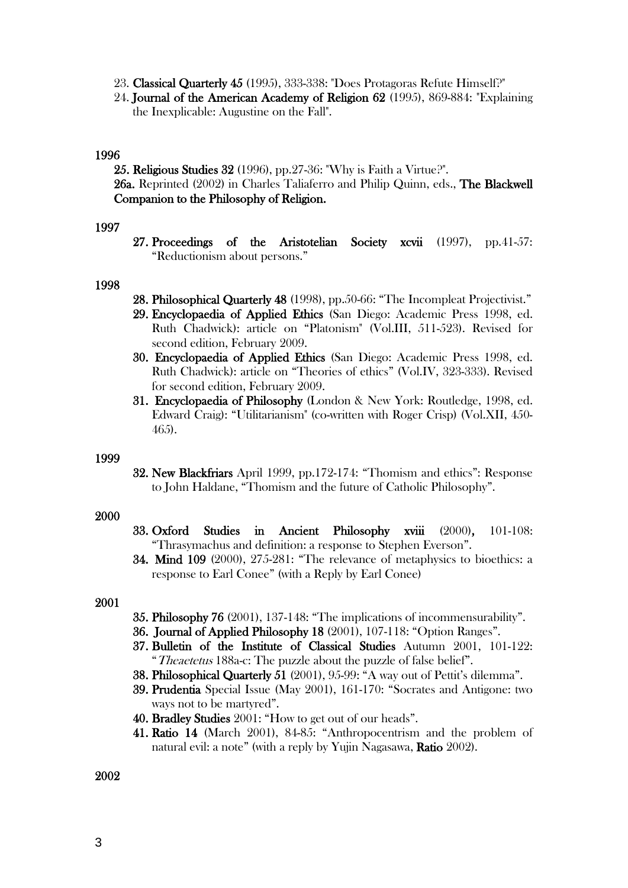23. **Classical Quarterly 45** (1995), 333-338: "Does Protagoras Refute Himself?"
24. **Journal of the American Academy of Religion 62** (1995), 869-884: "Explaining the Inexplicable: Augustine on the Fall".

**1996**

**25. Religious Studies 32** (1996), pp.27-36: "Why is Faith a Virtue?".

**26a.** Reprinted (2002) in Charles Taliaferro and Philip Quinn, eds., **The Blackwell Companion to the Philosophy of Religion.**

**1997**

**27. Proceedings of the Aristotelian Society xcvii** (1997), pp.41-57: "Reductionism about persons."

**1998**

**28. Philosophical Quarterly 48** (1998), pp.50-66: "The Incompleat Projectivist."

**29. Encyclopaedia of Applied Ethics** (San Diego: Academic Press 1998, ed. Ruth Chadwick): article on "Platonism" (Vol.III, 511-523). Revised for second edition, February 2009.

**30. Encyclopaedia of Applied Ethics** (San Diego: Academic Press 1998, ed. Ruth Chadwick): article on "Theories of ethics" (Vol.IV, 323-333). Revised for second edition, February 2009.

**31. Encyclopaedia of Philosophy** (London & New York: Routledge, 1998, ed. Edward Craig): "Utilitarianism" (co-written with Roger Crisp) (Vol.XII, 450-465).

**1999**

**32. New Blackfriars** April 1999, pp.172-174: "Thomism and ethics": Response to John Haldane, "Thomism and the future of Catholic Philosophy".

**2000**

**33. Oxford Studies in Ancient Philosophy xviii** (2000), 101-108: "Thrasymachus and definition: a response to Stephen Everson".

**34. Mind 109** (2000), 275-281: "The relevance of metaphysics to bioethics: a response to Earl Conee" (with a Reply by Earl Conee)

**2001**

**35. Philosophy 76** (2001), 137-148: "The implications of incommensurability".

**36. Journal of Applied Philosophy 18** (2001), 107-118: "Option Ranges".

**37. Bulletin of the Institute of Classical Studies** Autumn 2001, 101-122: "*Theaetetus* 188a-c: The puzzle about the puzzle of false belief".

**38. Philosophical Quarterly 51** (2001), 95-99: "A way out of Pettit's dilemma".

**39. Prudentia** Special Issue (May 2001), 161-170: "Socrates and Antigone: two ways not to be martyred".

**40. Bradley Studies** 2001: "How to get out of our heads".

**41. Ratio 14** (March 2001), 84-85: "Anthropocentrism and the problem of natural evil: a note" (with a reply by Yujin Nagasawa, **Ratio** 2002).

**2002**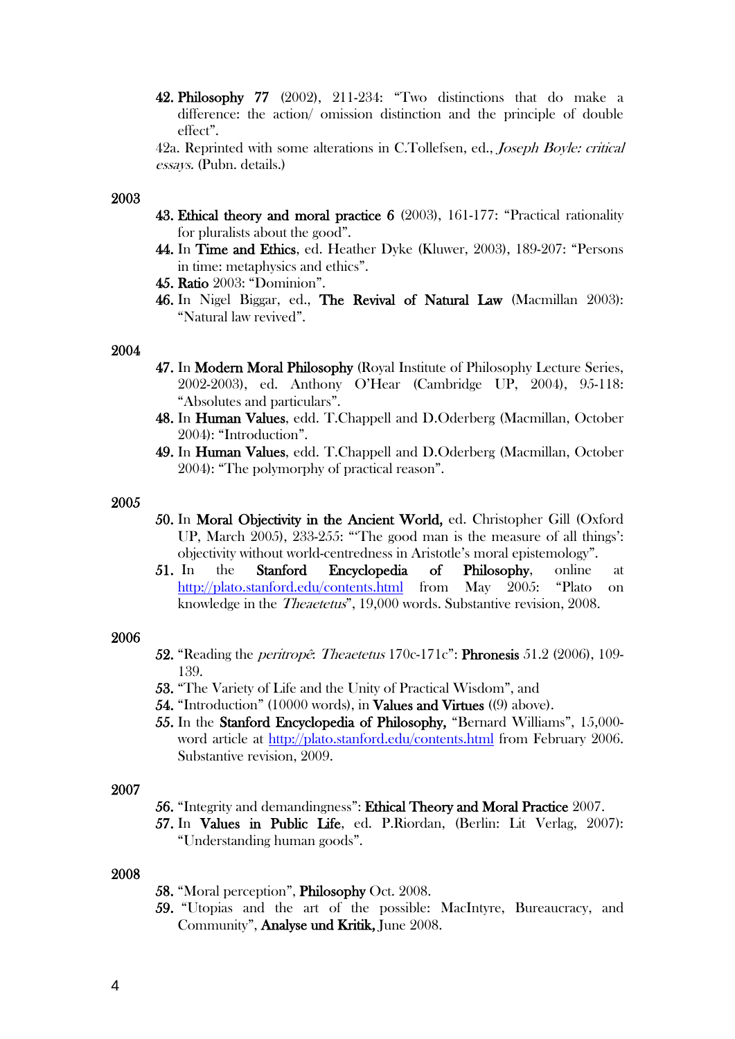42. **Philosophy 77** (2002), 211-234: "Two distinctions that do make a difference: the action/ omission distinction and the principle of double effect".

42a. Reprinted with some alterations in C.Tollefsen, ed., *Joseph Boyle: critical essays.* (Pubn. details.)

2003

43. **Ethical theory and moral practice 6** (2003), 161-177: "Practical rationality for pluralists about the good".
44. In **Time and Ethics**, ed. Heather Dyke (Kluwer, 2003), 189-207: "Persons in time: metaphysics and ethics".
45. **Ratio** 2003: "Dominion".
46. In Nigel Biggar, ed., **The Revival of Natural Law** (Macmillan 2003): "Natural law revived".

2004

47. In **Modern Moral Philosophy** (Royal Institute of Philosophy Lecture Series, 2002-2003), ed. Anthony O'Hear (Cambridge UP, 2004), 95-118: "Absolutes and particulars".
48. In **Human Values**, edd. T.Chappell and D.Oderberg (Macmillan, October 2004): "Introduction".
49. In **Human Values**, edd. T.Chappell and D.Oderberg (Macmillan, October 2004): "The polymorphy of practical reason".

2005

50. In **Moral Objectivity in the Ancient World,** ed. Christopher Gill (Oxford UP, March 2005), 233-255: "'The good man is the measure of all things': objectivity without world-centredness in Aristotle's moral epistemology".
51. In the **Stanford Encyclopedia of Philosophy**, online at http://plato.stanford.edu/contents.html from May 2005: "Plato on knowledge in the *Theaetetus*", 19,000 words. Substantive revision, 2008.

2006

52. "Reading the *peritropê*: *Theaetetus* 170c-171c": **Phronesis** 51.2 (2006), 109-139.
53. "The Variety of Life and the Unity of Practical Wisdom", and
54. "Introduction" (10000 words), in **Values and Virtues** ((9) above).
55. In the **Stanford Encyclopedia of Philosophy,** "Bernard Williams", 15,000-word article at http://plato.stanford.edu/contents.html from February 2006. Substantive revision, 2009.

2007

56. "Integrity and demandingness": **Ethical Theory and Moral Practice** 2007.
57. In **Values in Public Life**, ed. P.Riordan, (Berlin: Lit Verlag, 2007): "Understanding human goods".

2008

58. "Moral perception", **Philosophy** Oct. 2008.
59. "Utopias and the art of the possible: MacIntyre, Bureaucracy, and Community", **Analyse und Kritik,** June 2008.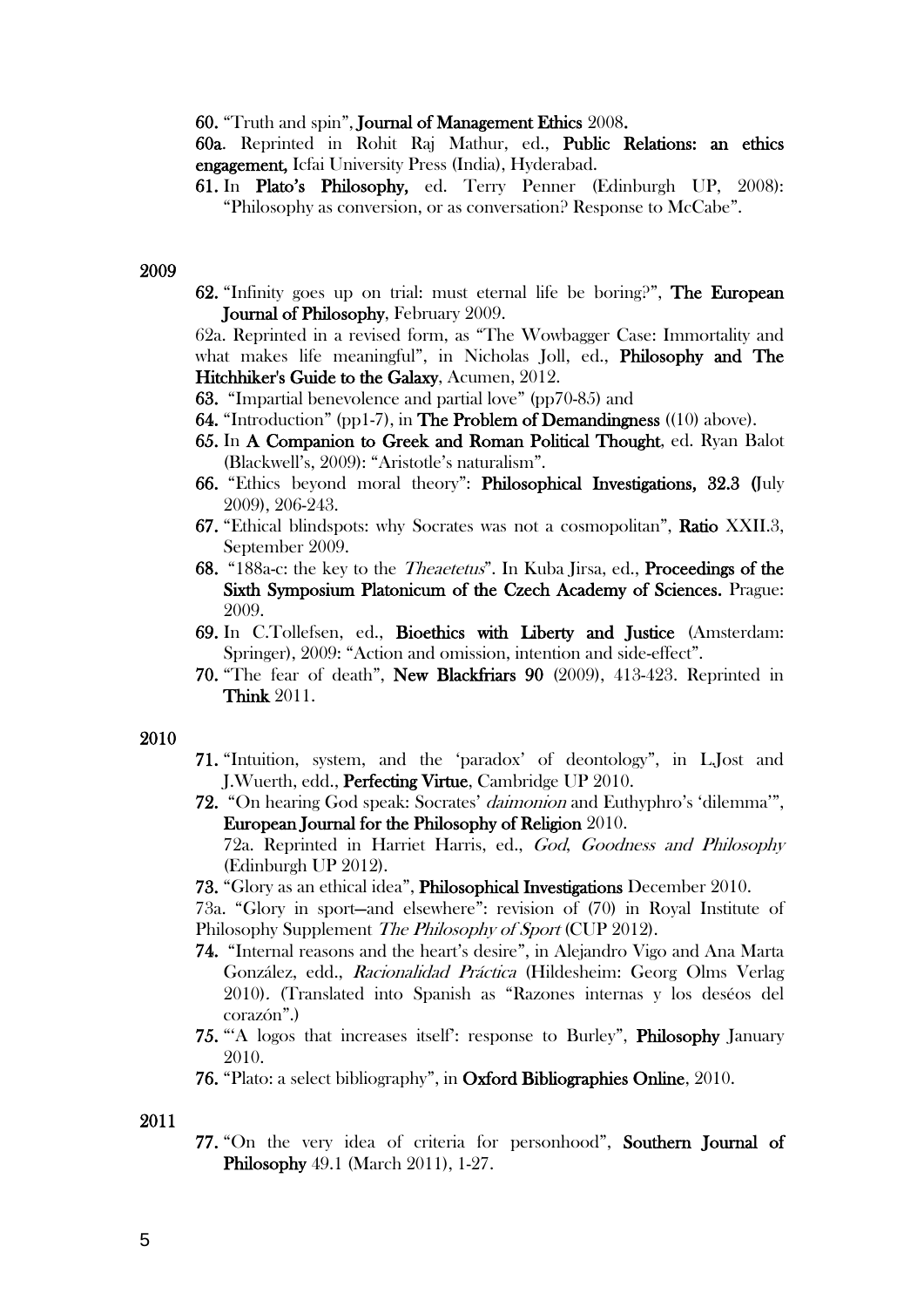**60.** "Truth and spin", **Journal of Management Ethics** 2008.

**60a**. Reprinted in Rohit Raj Mathur, ed., **Public Relations: an ethics engagement,** Icfai University Press (India), Hyderabad.

**61.** In **Plato's Philosophy,** ed. Terry Penner (Edinburgh UP, 2008): "Philosophy as conversion, or as conversation? Response to McCabe".

**2009**

**62.** "Infinity goes up on trial: must eternal life be boring?", **The European Journal of Philosophy**, February 2009.

62a. Reprinted in a revised form, as "The Wowbagger Case: Immortality and what makes life meaningful", in Nicholas Joll, ed., **Philosophy and The Hitchhiker's Guide to the Galaxy**, Acumen, 2012.

**63.** "Impartial benevolence and partial love" (pp70-85) and

**64.** "Introduction" (pp1-7), in **The Problem of Demandingness** ((10) above).

**65.** In **A Companion to Greek and Roman Political Thought**, ed. Ryan Balot (Blackwell's, 2009): "Aristotle's naturalism".

**66.** "Ethics beyond moral theory": **Philosophical Investigations, 32.3 (**July 2009), 206-243.

**67.** "Ethical blindspots: why Socrates was not a cosmopolitan", **Ratio** XXII.3, September 2009.

**68.** "188a-c: the key to the *Theaetetus*". In Kuba Jirsa, ed., **Proceedings of the Sixth Symposium Platonicum of the Czech Academy of Sciences.** Prague: 2009.

**69.** In C.Tollefsen, ed., **Bioethics with Liberty and Justice** (Amsterdam: Springer), 2009: "Action and omission, intention and side-effect".

**70.** "The fear of death", **New Blackfriars 90** (2009), 413-423. Reprinted in **Think** 2011.

**2010**

**71.** "Intuition, system, and the 'paradox' of deontology", in L.Jost and J.Wuerth, edd., **Perfecting Virtue**, Cambridge UP 2010.

**72.** "On hearing God speak: Socrates' *daimonion* and Euthyphro's 'dilemma'", **European Journal for the Philosophy of Religion** 2010.

72a. Reprinted in Harriet Harris, ed., *God, Goodness and Philosophy* (Edinburgh UP 2012).

**73.** "Glory as an ethical idea", **Philosophical Investigations** December 2010.

73a. "Glory in sport—and elsewhere": revision of (70) in Royal Institute of Philosophy Supplement *The Philosophy of Sport* (CUP 2012).

**74.** "Internal reasons and the heart's desire", in Alejandro Vigo and Ana Marta González, edd., *Racionalidad Práctica* (Hildesheim: Georg Olms Verlag 2010). (Translated into Spanish as "Razones internas y los deséos del corazón".)

**75.** "'A logos that increases itself': response to Burley", **Philosophy** January 2010.

**76.** "Plato: a select bibliography", in **Oxford Bibliographies Online**, 2010.

**2011**

**77.** "On the very idea of criteria for personhood", **Southern Journal of Philosophy** 49.1 (March 2011), 1-27.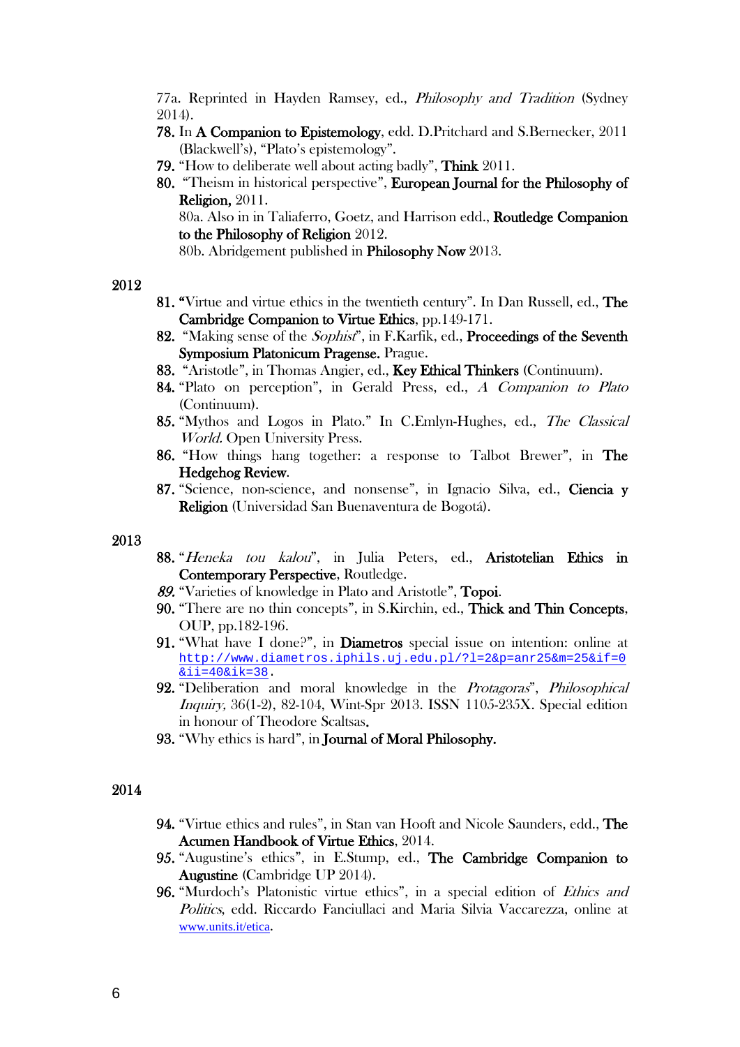77a. Reprinted in Hayden Ramsey, ed., *Philosophy and Tradition* (Sydney 2014).

78. In **A Companion to Epistemology**, edd. D.Pritchard and S.Bernecker, 2011 (Blackwell's), "Plato's epistemology".
79. "How to deliberate well about acting badly", **Think** 2011.
80. "Theism in historical perspective", **European Journal for the Philosophy of Religion,** 2011.

    80a. Also in in Taliaferro, Goetz, and Harrison edd., **Routledge Companion to the Philosophy of Religion** 2012.

    80b. Abridgement published in **Philosophy Now** 2013.

2012

81. "Virtue and virtue ethics in the twentieth century". In Dan Russell, ed., **The Cambridge Companion to Virtue Ethics**, pp.149-171.
82. "Making sense of the *Sophist*", in F.Karfik, ed., **Proceedings of the Seventh Symposium Platonicum Pragense.** Prague.
83. "Aristotle", in Thomas Angier, ed., **Key Ethical Thinkers** (Continuum).
84. "Plato on perception", in Gerald Press, ed., *A Companion to Plato* (Continuum).
85. "Mythos and Logos in Plato." In C.Emlyn-Hughes, ed., *The Classical World.* Open University Press.
86. "How things hang together: a response to Talbot Brewer", in **The Hedgehog Review**.
87. "Science, non-science, and nonsense", in Ignacio Silva, ed., **Ciencia y Religion** (Universidad San Buenaventura de Bogotá).

2013

88. "*Heneka tou kalou*", in Julia Peters, ed., **Aristotelian Ethics in Contemporary Perspective**, Routledge.
89. "Varieties of knowledge in Plato and Aristotle", **Topoi**.
90. "There are no thin concepts", in S.Kirchin, ed., **Thick and Thin Concepts**, OUP, pp.182-196.
91. "What have I done?", in **Diametros** special issue on intention: online at http://www.diametros.iphils.uj.edu.pl/?l=2&p=anr25&m=25&if=0&ii=40&ik=38.
92. "Deliberation and moral knowledge in the *Protagoras*", *Philosophical Inquiry,* 36(1-2), 82-104, Wint-Spr 2013. ISSN 1105-235X. Special edition in honour of Theodore Scaltsas.
93. "Why ethics is hard", in **Journal of Moral Philosophy.**

2014

94. "Virtue ethics and rules", in Stan van Hooft and Nicole Saunders, edd., **The Acumen Handbook of Virtue Ethics**, 2014.
95. "Augustine's ethics", in E.Stump, ed., **The Cambridge Companion to Augustine** (Cambridge UP 2014).
96. "Murdoch's Platonistic virtue ethics", in a special edition of *Ethics and Politics*, edd. Riccardo Fanciullaci and Maria Silvia Vaccarezza, online at www.units.it/etica.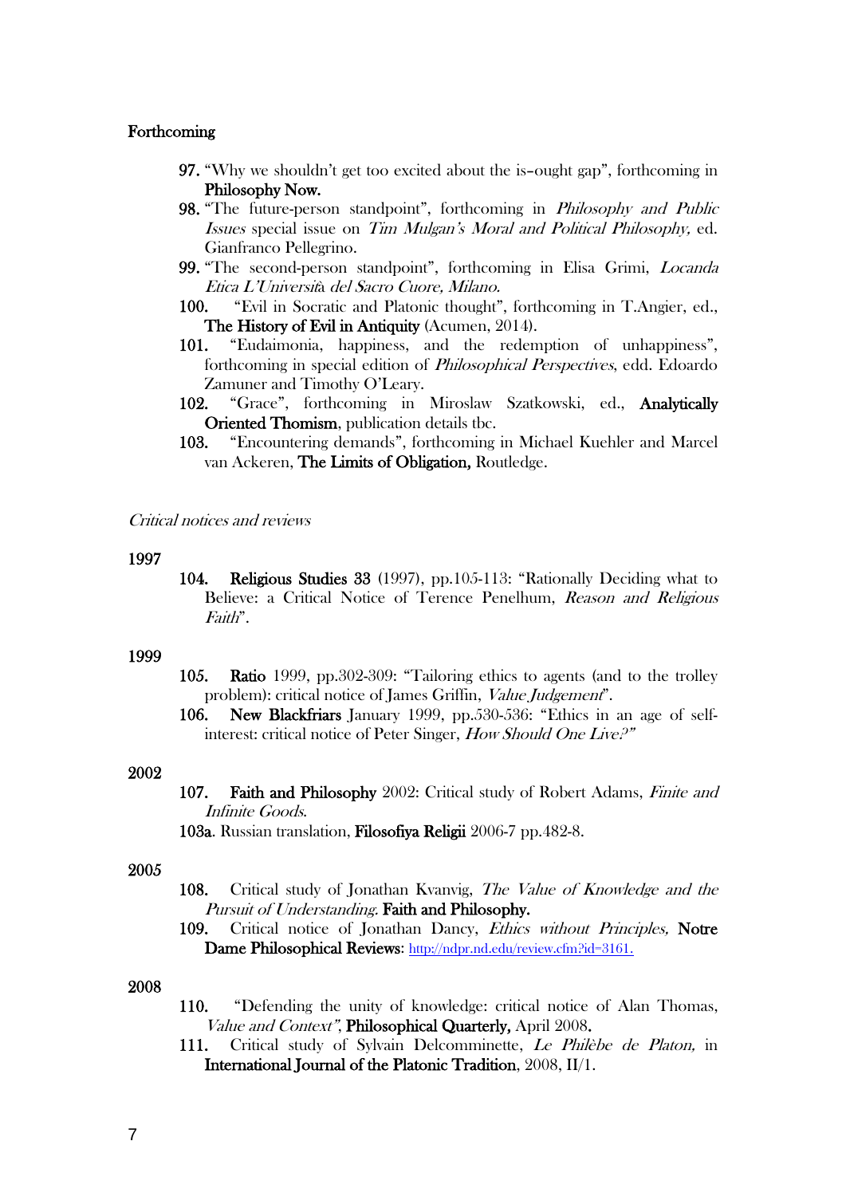**Forthcoming**

97. "Why we shouldn't get too excited about the is–ought gap", forthcoming in **Philosophy Now.**
98. "The future-person standpoint", forthcoming in *Philosophy and Public Issues* special issue on *Tim Mulgan's Moral and Political Philosophy,* ed. Gianfranco Pellegrino.
99. "The second-person standpoint", forthcoming in Elisa Grimi, *Locanda Etica L'Università del Sacro Cuore, Milano.*
100. "Evil in Socratic and Platonic thought", forthcoming in T.Angier, ed., **The History of Evil in Antiquity** (Acumen, 2014).
101. "Eudaimonia, happiness, and the redemption of unhappiness", forthcoming in special edition of *Philosophical Perspectives*, edd. Edoardo Zamuner and Timothy O'Leary.
102. "Grace", forthcoming in Miroslaw Szatkowski, ed., **Analytically Oriented Thomism**, publication details tbc.
103. "Encountering demands", forthcoming in Michael Kuehler and Marcel van Ackeren, **The Limits of Obligation,** Routledge.

*Critical notices and reviews*

**1997**

104. **Religious Studies 33** (1997), pp.105-113: "Rationally Deciding what to Believe: a Critical Notice of Terence Penelhum, *Reason and Religious Faith*".

**1999**

105. **Ratio** 1999, pp.302-309: "Tailoring ethics to agents (and to the trolley problem): critical notice of James Griffin, *Value Judgement*".
106. **New Blackfriars** January 1999, pp.530-536: "Ethics in an age of self-interest: critical notice of Peter Singer, *How Should One Live?"*

**2002**

107. **Faith and Philosophy** 2002: Critical study of Robert Adams, *Finite and Infinite Goods*.

103a. Russian translation, **Filosofiya Religii** 2006-7 pp.482-8.

**2005**

108. Critical study of Jonathan Kvanvig, *The Value of Knowledge and the Pursuit of Understanding*. **Faith and Philosophy.**
109. Critical notice of Jonathan Dancy, *Ethics without Principles,* **Notre Dame Philosophical Reviews**: http://ndpr.nd.edu/review.cfm?id=3161.

**2008**

110. "Defending the unity of knowledge: critical notice of Alan Thomas, *Value and Context"*, **Philosophical Quarterly,** April 2008**.**
111. Critical study of Sylvain Delcomminette, *Le Philèbe de Platon,* in **International Journal of the Platonic Tradition**, 2008, II/1.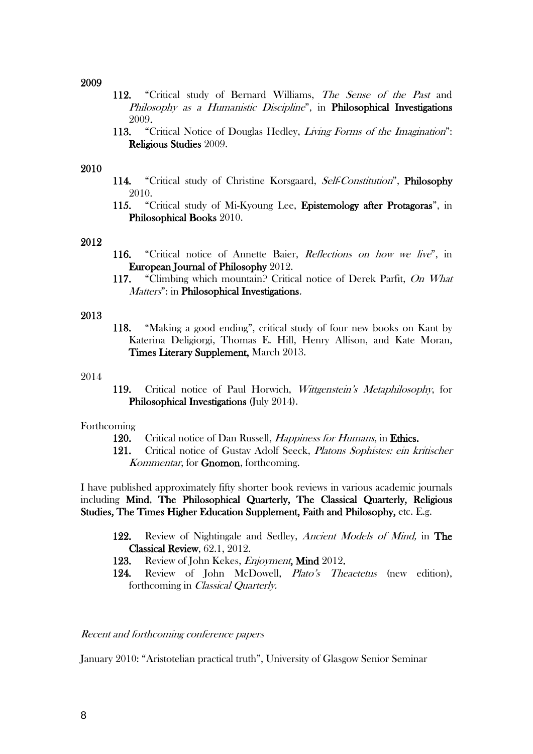**2009**

**112.** "Critical study of Bernard Williams, *The Sense of the Past* and *Philosophy as a Humanistic Discipline*", in **Philosophical Investigations** 2009**.**

**113.** "Critical Notice of Douglas Hedley, *Living Forms of the Imagination*": **Religious Studies** 2009.

**2010**

**114.** "Critical study of Christine Korsgaard, *Self-Constitution*", **Philosophy** 2010.

**115.** "Critical study of Mi-Kyoung Lee, **Epistemology after Protagoras**", in **Philosophical Books** 2010.

**2012**

**116.** "Critical notice of Annette Baier, *Reflections on how we live*", in **European Journal of Philosophy** 2012.

**117.** "Climbing which mountain? Critical notice of Derek Parfit, *On What Matters*": in **Philosophical Investigations**.

**2013**

**118.** "Making a good ending", critical study of four new books on Kant by Katerina Deligiorgi, Thomas E. Hill, Henry Allison, and Kate Moran, **Times Literary Supplement,** March 2013.

2014

**119.** Critical notice of Paul Horwich, *Wittgenstein's Metaphilosophy*, for **Philosophical Investigations** (July 2014).

Forthcoming

**120.** Critical notice of Dan Russell, *Happiness for Humans*, in **Ethics.**

**121.** Critical notice of Gustav Adolf Seeck, *Platons Sophistes: ein kritischer Kommentar*, for **Gnomon**, forthcoming.

I have published approximately fifty shorter book reviews in various academic journals including **Mind**, **The Philosophical Quarterly, The Classical Quarterly, Religious Studies, The Times Higher Education Supplement, Faith and Philosophy,** etc. E.g.

**122.** Review of Nightingale and Sedley, *Ancient Models of Mind,* in **The Classical Review**, 62.1, 2012.

**123.** Review of John Kekes, *Enjoyment***, Mind** 2012**.**

**124.** Review of John McDowell, *Plato's Theaetetus* (new edition), forthcoming in *Classical Quarterly*.

*Recent and forthcoming conference papers*

January 2010: "Aristotelian practical truth", University of Glasgow Senior Seminar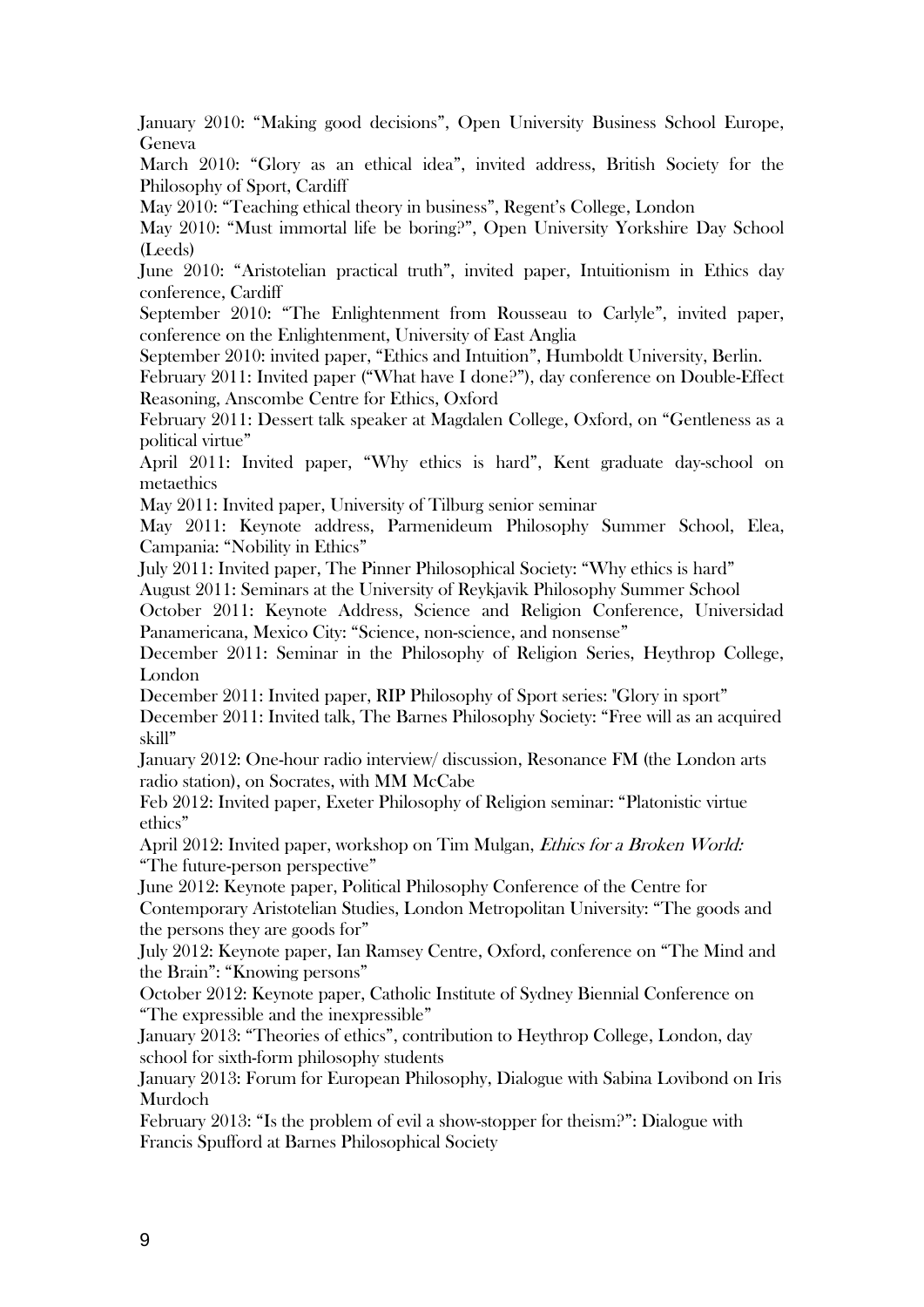January 2010: "Making good decisions", Open University Business School Europe, Geneva

March 2010: "Glory as an ethical idea", invited address, British Society for the Philosophy of Sport, Cardiff

May 2010: "Teaching ethical theory in business", Regent's College, London

May 2010: "Must immortal life be boring?", Open University Yorkshire Day School (Leeds)

June 2010: "Aristotelian practical truth", invited paper, Intuitionism in Ethics day conference, Cardiff

September 2010: "The Enlightenment from Rousseau to Carlyle", invited paper, conference on the Enlightenment, University of East Anglia

September 2010: invited paper, "Ethics and Intuition", Humboldt University, Berlin.

February 2011: Invited paper ("What have I done?"), day conference on Double-Effect Reasoning, Anscombe Centre for Ethics, Oxford

February 2011: Dessert talk speaker at Magdalen College, Oxford, on "Gentleness as a political virtue"

April 2011: Invited paper, "Why ethics is hard", Kent graduate day-school on metaethics

May 2011: Invited paper, University of Tilburg senior seminar

May 2011: Keynote address, Parmenideum Philosophy Summer School, Elea, Campania: "Nobility in Ethics"

July 2011: Invited paper, The Pinner Philosophical Society: "Why ethics is hard"

August 2011: Seminars at the University of Reykjavik Philosophy Summer School

October 2011: Keynote Address, Science and Religion Conference, Universidad Panamericana, Mexico City: "Science, non-science, and nonsense"

December 2011: Seminar in the Philosophy of Religion Series, Heythrop College, London

December 2011: Invited paper, RIP Philosophy of Sport series: "Glory in sport"

December 2011: Invited talk, The Barnes Philosophy Society: "Free will as an acquired skill"

January 2012: One-hour radio interview/ discussion, Resonance FM (the London arts radio station), on Socrates, with MM McCabe

Feb 2012: Invited paper, Exeter Philosophy of Religion seminar: "Platonistic virtue ethics"

April 2012: Invited paper, workshop on Tim Mulgan, *Ethics for a Broken World:* "The future-person perspective"

June 2012: Keynote paper, Political Philosophy Conference of the Centre for Contemporary Aristotelian Studies, London Metropolitan University: "The goods and the persons they are goods for"

July 2012: Keynote paper, Ian Ramsey Centre, Oxford, conference on "The Mind and the Brain": "Knowing persons"

October 2012: Keynote paper, Catholic Institute of Sydney Biennial Conference on "The expressible and the inexpressible"

January 2013: "Theories of ethics", contribution to Heythrop College, London, day school for sixth-form philosophy students

January 2013: Forum for European Philosophy, Dialogue with Sabina Lovibond on Iris Murdoch

February 2013: "Is the problem of evil a show-stopper for theism?": Dialogue with Francis Spufford at Barnes Philosophical Society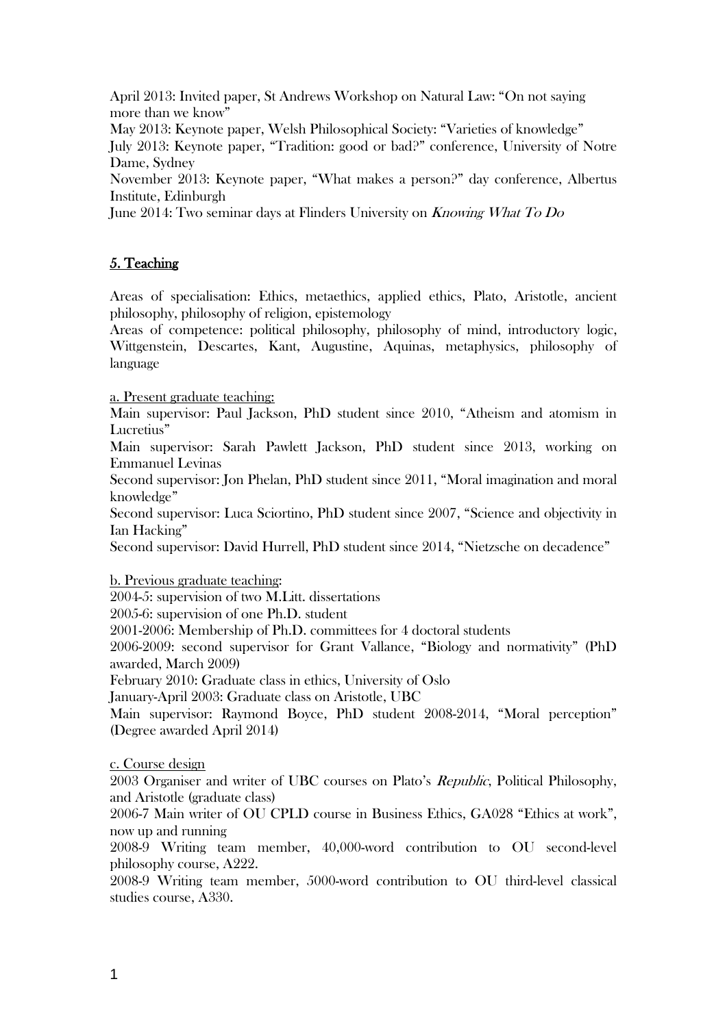April 2013: Invited paper, St Andrews Workshop on Natural Law: "On not saying more than we know"

May 2013: Keynote paper, Welsh Philosophical Society: "Varieties of knowledge"

July 2013: Keynote paper, "Tradition: good or bad?" conference, University of Notre Dame, Sydney

November 2013: Keynote paper, "What makes a person?" day conference, Albertus Institute, Edinburgh

June 2014: Two seminar days at Flinders University on *Knowing What To Do*

## 5. Teaching

Areas of specialisation: Ethics, metaethics, applied ethics, Plato, Aristotle, ancient philosophy, philosophy of religion, epistemology

Areas of competence: political philosophy, philosophy of mind, introductory logic, Wittgenstein, Descartes, Kant, Augustine, Aquinas, metaphysics, philosophy of language

a. Present graduate teaching:

Main supervisor: Paul Jackson, PhD student since 2010, "Atheism and atomism in Lucretius"

Main supervisor: Sarah Pawlett Jackson, PhD student since 2013, working on Emmanuel Levinas

Second supervisor: Jon Phelan, PhD student since 2011, "Moral imagination and moral knowledge"

Second supervisor: Luca Sciortino, PhD student since 2007, "Science and objectivity in Ian Hacking"

Second supervisor: David Hurrell, PhD student since 2014, "Nietzsche on decadence"

b. Previous graduate teaching:

2004-5: supervision of two M.Litt. dissertations

2005-6: supervision of one Ph.D. student

2001-2006: Membership of Ph.D. committees for 4 doctoral students

2006-2009: second supervisor for Grant Vallance, "Biology and normativity" (PhD awarded, March 2009)

February 2010: Graduate class in ethics, University of Oslo

January-April 2003: Graduate class on Aristotle, UBC

Main supervisor: Raymond Boyce, PhD student 2008-2014, "Moral perception" (Degree awarded April 2014)

c. Course design

2003 Organiser and writer of UBC courses on Plato's *Republic*, Political Philosophy, and Aristotle (graduate class)

2006-7 Main writer of OU CPLD course in Business Ethics, GA028 "Ethics at work", now up and running

2008-9 Writing team member, 40,000-word contribution to OU second-level philosophy course, A222.

2008-9 Writing team member, 5000-word contribution to OU third-level classical studies course, A330.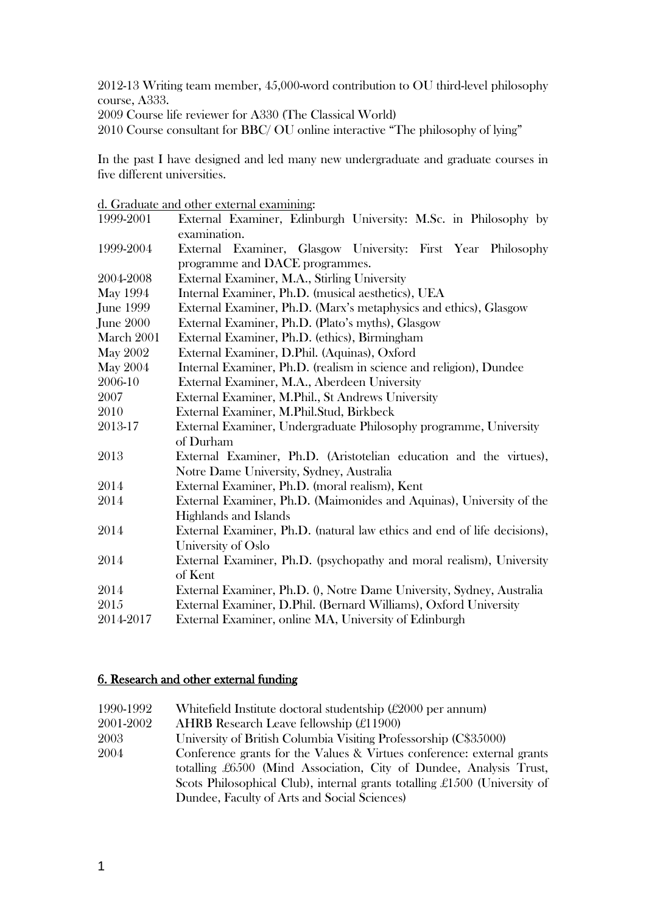2012-13 Writing team member, 45,000-word contribution to OU third-level philosophy course, A333.
2009 Course life reviewer for A330 (The Classical World)
2010 Course consultant for BBC/ OU online interactive "The philosophy of lying"

In the past I have designed and led many new undergraduate and graduate courses in five different universities.

d. Graduate and other external examining:

| | |
|---|---|
| 1999-2001 | External Examiner, Edinburgh University: M.Sc. in Philosophy by examination. |
| 1999-2004 | External Examiner, Glasgow University: First Year Philosophy programme and DACE programmes. |
| 2004-2008 | External Examiner, M.A., Stirling University |
| May 1994 | Internal Examiner, Ph.D. (musical aesthetics), UEA |
| June 1999 | External Examiner, Ph.D. (Marx's metaphysics and ethics), Glasgow |
| June 2000 | External Examiner, Ph.D. (Plato's myths), Glasgow |
| March 2001 | External Examiner, Ph.D. (ethics), Birmingham |
| May 2002 | External Examiner, D.Phil. (Aquinas), Oxford |
| May 2004 | Internal Examiner, Ph.D. (realism in science and religion), Dundee |
| 2006-10 | External Examiner, M.A., Aberdeen University |
| 2007 | External Examiner, M.Phil., St Andrews University |
| 2010 | External Examiner, M.Phil.Stud, Birkbeck |
| 2013-17 | External Examiner, Undergraduate Philosophy programme, University of Durham |
| 2013 | External Examiner, Ph.D. (Aristotelian education and the virtues), Notre Dame University, Sydney, Australia |
| 2014 | External Examiner, Ph.D. (moral realism), Kent |
| 2014 | External Examiner, Ph.D. (Maimonides and Aquinas), University of the Highlands and Islands |
| 2014 | External Examiner, Ph.D. (natural law ethics and end of life decisions), University of Oslo |
| 2014 | External Examiner, Ph.D. (psychopathy and moral realism), University of Kent |
| 2014 | External Examiner, Ph.D. (), Notre Dame University, Sydney, Australia |
| 2015 | External Examiner, D.Phil. (Bernard Williams), Oxford University |
| 2014-2017 | External Examiner, online MA, University of Edinburgh |

## 6. Research and other external funding

| | |
|---|---|
| 1990-1992 | Whitefield Institute doctoral studentship (£2000 per annum) |
| 2001-2002 | AHRB Research Leave fellowship (£11900) |
| 2003 | University of British Columbia Visiting Professorship (C$35000) |
| 2004 | Conference grants for the Values & Virtues conference: external grants totalling £6500 (Mind Association, City of Dundee, Analysis Trust, Scots Philosophical Club), internal grants totalling £1500 (University of Dundee, Faculty of Arts and Social Sciences) |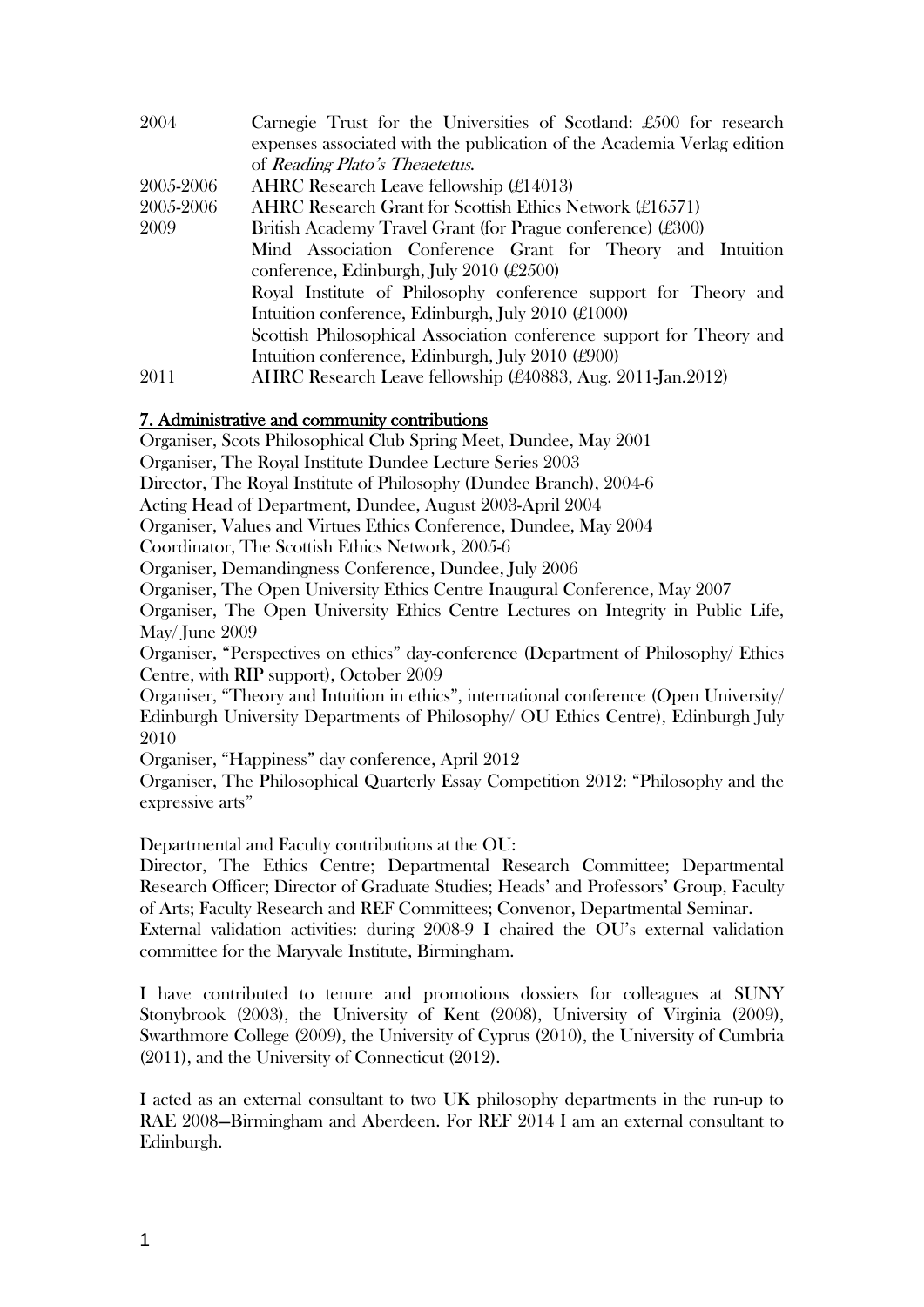| | |
|---|---|
| 2004 | Carnegie Trust for the Universities of Scotland: £500 for research expenses associated with the publication of the Academia Verlag edition of *Reading Plato's Theaetetus*. |
| 2005-2006 | AHRC Research Leave fellowship (£14013) |
| 2005-2006 | AHRC Research Grant for Scottish Ethics Network (£16571) |
| 2009 | British Academy Travel Grant (for Prague conference) (£300) |
| | Mind Association Conference Grant for Theory and Intuition conference, Edinburgh, July 2010 (£2500) |
| | Royal Institute of Philosophy conference support for Theory and Intuition conference, Edinburgh, July 2010 (£1000) |
| | Scottish Philosophical Association conference support for Theory and Intuition conference, Edinburgh, July 2010 (£900) |
| 2011 | AHRC Research Leave fellowship (£40883, Aug. 2011-Jan.2012) |

## 7. Administrative and community contributions

Organiser, Scots Philosophical Club Spring Meet, Dundee, May 2001
Organiser, The Royal Institute Dundee Lecture Series 2003
Director, The Royal Institute of Philosophy (Dundee Branch), 2004-6
Acting Head of Department, Dundee, August 2003-April 2004
Organiser, Values and Virtues Ethics Conference, Dundee, May 2004
Coordinator, The Scottish Ethics Network, 2005-6
Organiser, Demandingness Conference, Dundee, July 2006
Organiser, The Open University Ethics Centre Inaugural Conference, May 2007
Organiser, The Open University Ethics Centre Lectures on Integrity in Public Life, May/ June 2009
Organiser, "Perspectives on ethics" day-conference (Department of Philosophy/ Ethics Centre, with RIP support), October 2009
Organiser, "Theory and Intuition in ethics", international conference (Open University/ Edinburgh University Departments of Philosophy/ OU Ethics Centre), Edinburgh July 2010
Organiser, "Happiness" day conference, April 2012
Organiser, The Philosophical Quarterly Essay Competition 2012: "Philosophy and the expressive arts"

Departmental and Faculty contributions at the OU:
Director, The Ethics Centre; Departmental Research Committee; Departmental Research Officer; Director of Graduate Studies; Heads' and Professors' Group, Faculty of Arts; Faculty Research and REF Committees; Convenor, Departmental Seminar.
External validation activities: during 2008-9 I chaired the OU's external validation committee for the Maryvale Institute, Birmingham.

I have contributed to tenure and promotions dossiers for colleagues at SUNY Stonybrook (2003), the University of Kent (2008), University of Virginia (2009), Swarthmore College (2009), the University of Cyprus (2010), the University of Cumbria (2011), and the University of Connecticut (2012).

I acted as an external consultant to two UK philosophy departments in the run-up to RAE 2008—Birmingham and Aberdeen. For REF 2014 I am an external consultant to Edinburgh.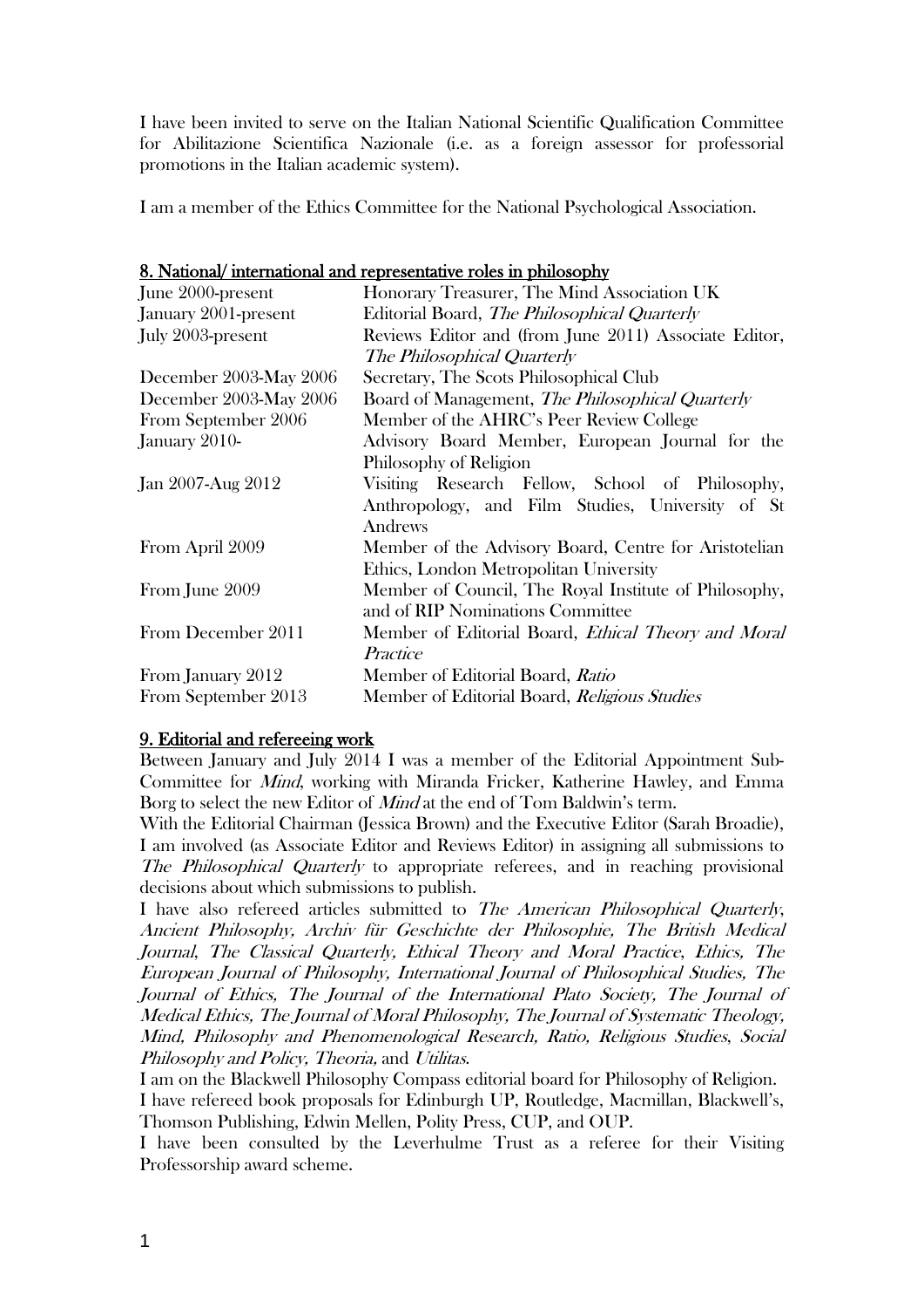I have been invited to serve on the Italian National Scientific Qualification Committee for Abilitazione Scientifica Nazionale (i.e. as a foreign assessor for professorial promotions in the Italian academic system).

I am a member of the Ethics Committee for the National Psychological Association.

## 8. National/ international and representative roles in philosophy

| | |
|---|---|
| June 2000-present | Honorary Treasurer, The Mind Association UK |
| January 2001-present | Editorial Board, *The Philosophical Quarterly* |
| July 2003-present | Reviews Editor and (from June 2011) Associate Editor, *The Philosophical Quarterly* |
| December 2003-May 2006 | Secretary, The Scots Philosophical Club |
| December 2003-May 2006 | Board of Management, *The Philosophical Quarterly* |
| From September 2006 | Member of the AHRC's Peer Review College |
| January 2010- | Advisory Board Member, European Journal for the Philosophy of Religion |
| Jan 2007-Aug 2012 | Visiting Research Fellow, School of Philosophy, Anthropology, and Film Studies, University of St Andrews |
| From April 2009 | Member of the Advisory Board, Centre for Aristotelian Ethics, London Metropolitan University |
| From June 2009 | Member of Council, The Royal Institute of Philosophy, and of RIP Nominations Committee |
| From December 2011 | Member of Editorial Board, *Ethical Theory and Moral Practice* |
| From January 2012 | Member of Editorial Board, *Ratio* |
| From September 2013 | Member of Editorial Board, *Religious Studies* |

## 9. Editorial and refereeing work

Between January and July 2014 I was a member of the Editorial Appointment Sub-Committee for *Mind*, working with Miranda Fricker, Katherine Hawley, and Emma Borg to select the new Editor of *Mind* at the end of Tom Baldwin's term.

With the Editorial Chairman (Jessica Brown) and the Executive Editor (Sarah Broadie), I am involved (as Associate Editor and Reviews Editor) in assigning all submissions to *The Philosophical Quarterly* to appropriate referees, and in reaching provisional decisions about which submissions to publish.

I have also refereed articles submitted to *The American Philosophical Quarterly, Ancient Philosophy, Archiv für Geschichte der Philosophie, The British Medical Journal, The Classical Quarterly, Ethical Theory and Moral Practice, Ethics, The European Journal of Philosophy, International Journal of Philosophical Studies, The Journal of Ethics, The Journal of the International Plato Society, The Journal of Medical Ethics, The Journal of Moral Philosophy, The Journal of Systematic Theology, Mind, Philosophy and Phenomenological Research, Ratio, Religious Studies, Social Philosophy and Policy, Theoria,* and *Utilitas*.

I am on the Blackwell Philosophy Compass editorial board for Philosophy of Religion.

I have refereed book proposals for Edinburgh UP, Routledge, Macmillan, Blackwell's, Thomson Publishing, Edwin Mellen, Polity Press, CUP, and OUP.

I have been consulted by the Leverhulme Trust as a referee for their Visiting Professorship award scheme.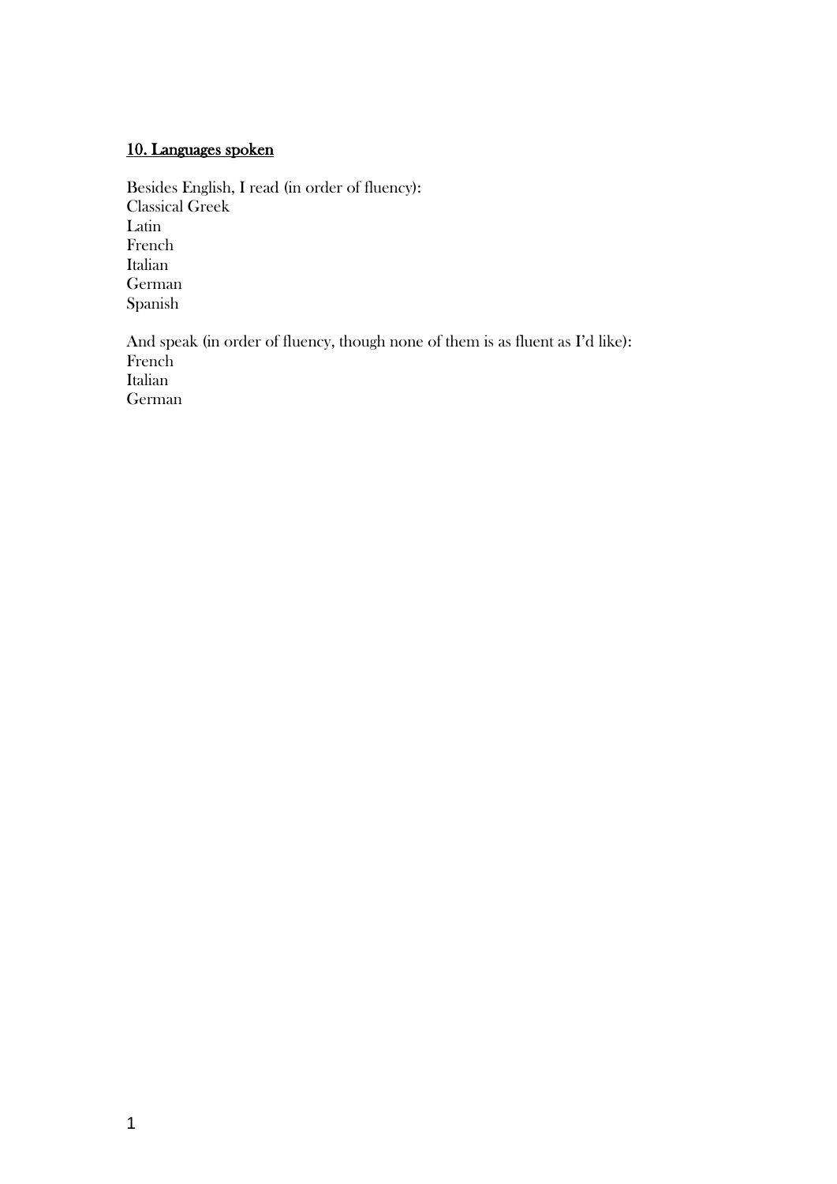## 10. Languages spoken

Besides English, I read (in order of fluency):
Classical Greek
Latin
French
Italian
German
Spanish

And speak (in order of fluency, though none of them is as fluent as I'd like):
French
Italian
German